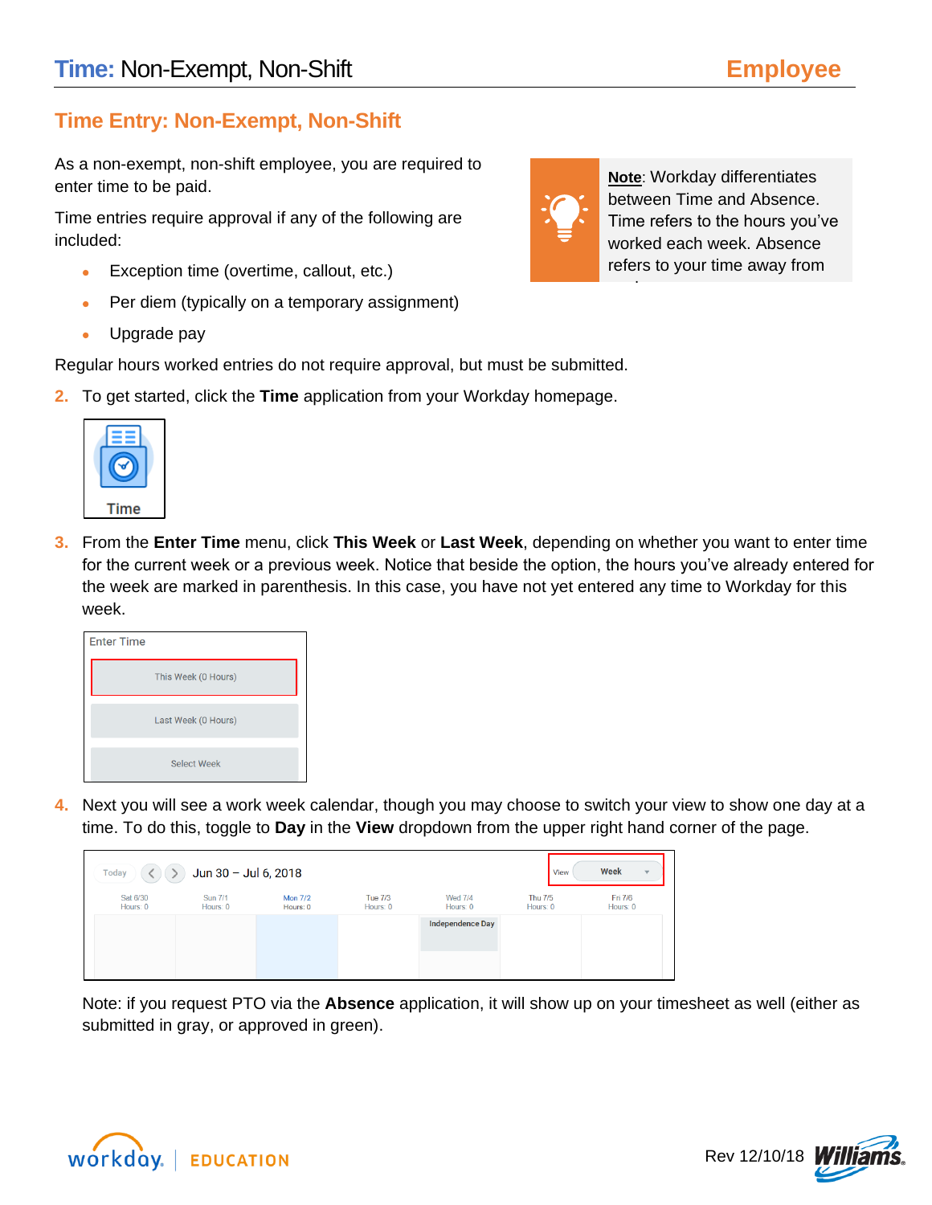# Time: Non-Exempt, Non-Shift

## Time Entry: Non-Exempt, Non-Shift

As a non-exempt, non-shift employee, you are required to enter time to be paid.

Time entries require approval if any of the following are included:

- Exception time (overtime, callout, etc.)
- Per diem (typically on a temporary assignment)
- Upgrade pay

> **Note**: Workday differentiates between Time and Absence. Time refers to the hours you've worked each week. Absence refers to your time away from work.

Regular hours worked entries do not require approval, but must be submitted.

2. To get started, click the **Time** application from your Workday homepage.

Time

3. From the **Enter Time** menu, click **This Week** or **Last Week**, depending on whether you want to enter time for the current week or a previous week. Notice that beside the option, the hours you've already entered for the week are marked in parenthesis. In this case, you have not yet entered any time to Workday for this week.

Enter Time
- This Week (0 Hours)
- Last Week (0 Hours)
- Select Week

4. Next you will see a work week calendar, though you may choose to switch your view to show one day at a time. To do this, toggle to **Day** in the **View** dropdown from the upper right hand corner of the page.

Today | Jun 30 – Jul 6, 2018 | View: Week

| Sat 6/30 Hours: 0 | Sun 7/1 Hours: 0 | Mon 7/2 Hours: 0 | Tue 7/3 Hours: 0 | Wed 7/4 Hours: 0 | Thu 7/5 Hours: 0 | Fri 7/6 Hours: 0 |
|---|---|---|---|---|---|---|
| | | | | Independence Day | | |

Note: if you request PTO via the **Absence** application, it will show up on your timesheet as well (either as submitted in gray, or approved in green).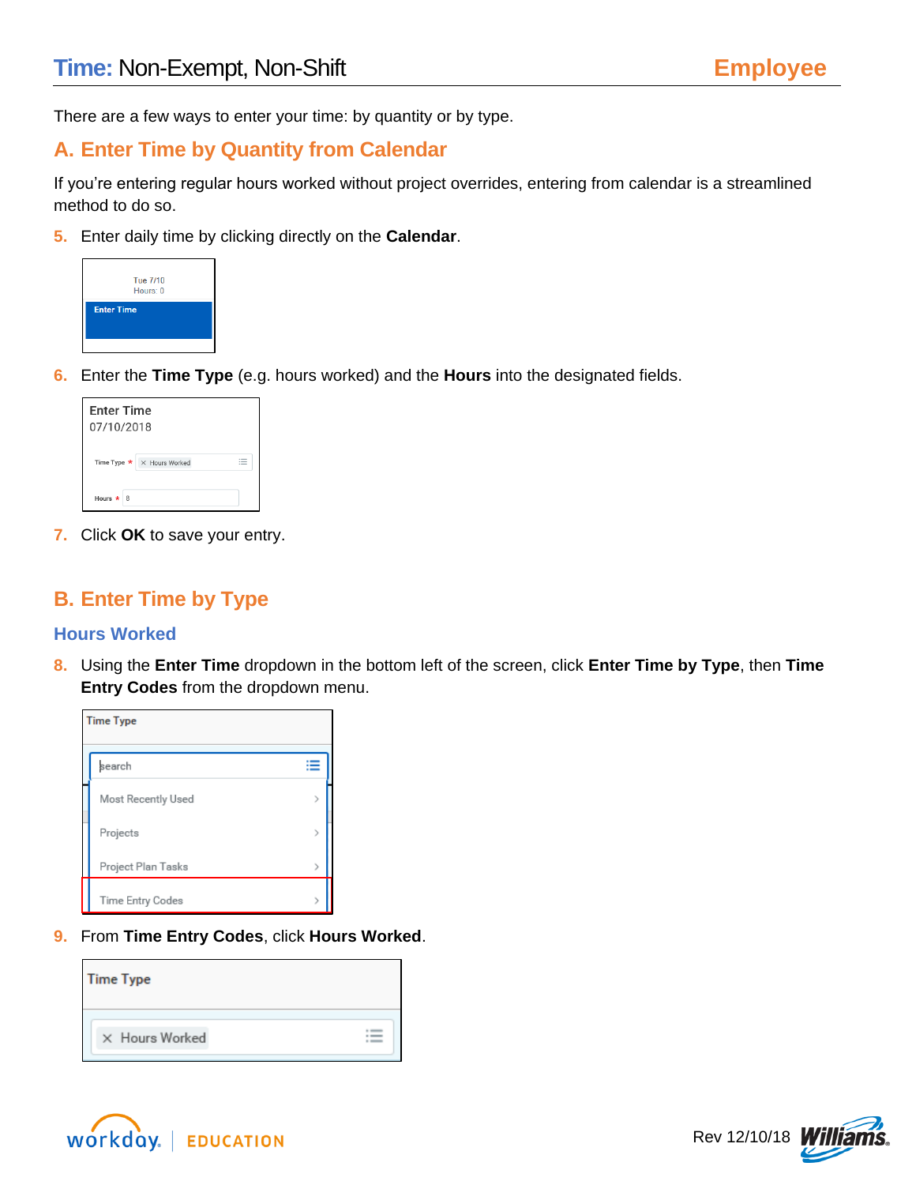There are a few ways to enter your time: by quantity or by type.

## A. Enter Time by Quantity from Calendar

If you're entering regular hours worked without project overrides, entering from calendar is a streamlined method to do so.

5. Enter daily time by clicking directly on the **Calendar**.

6. Enter the **Time Type** (e.g. hours worked) and the **Hours** into the designated fields.

7. Click **OK** to save your entry.

## B. Enter Time by Type

### Hours Worked

8. Using the **Enter Time** dropdown in the bottom left of the screen, click **Enter Time by Type**, then **Time Entry Codes** from the dropdown menu.

9. From **Time Entry Codes**, click **Hours Worked**.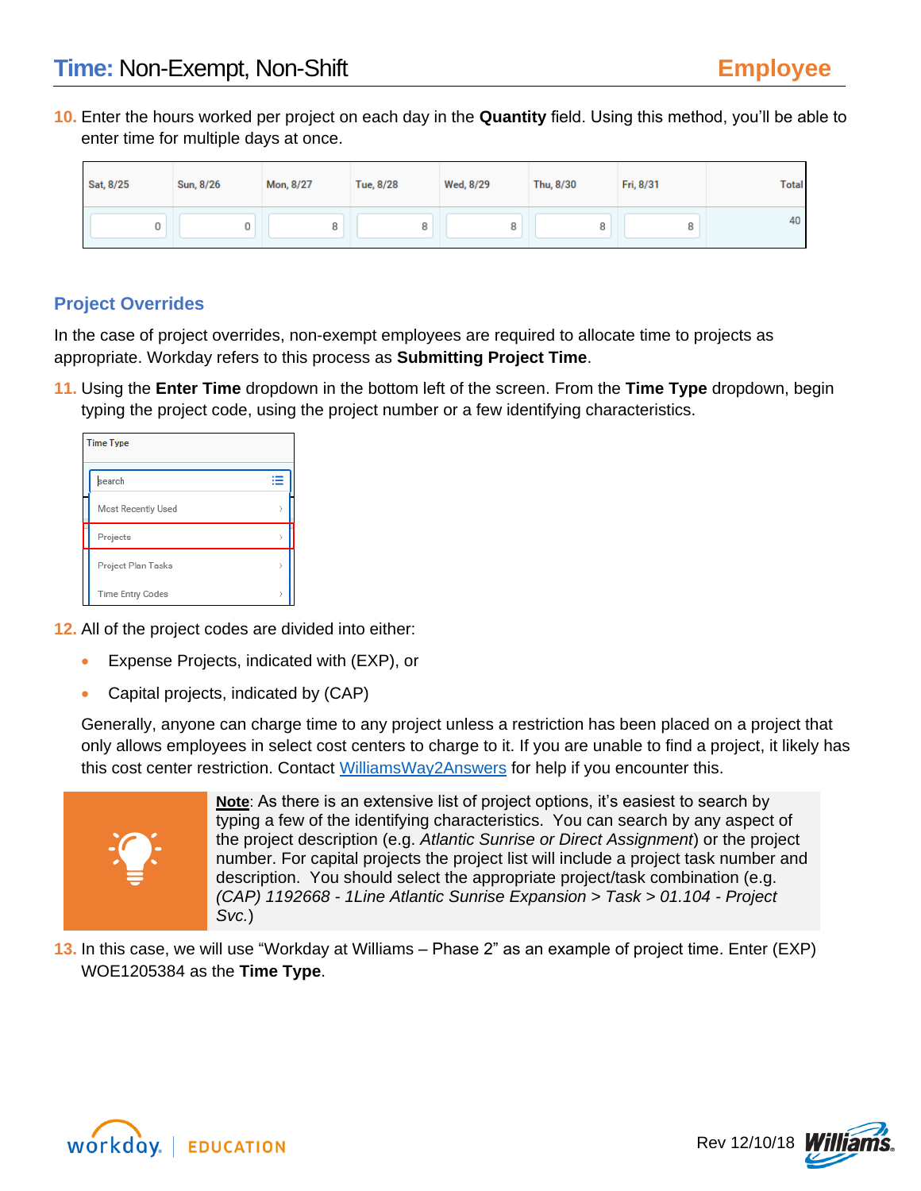10. Enter the hours worked per project on each day in the **Quantity** field. Using this method, you'll be able to enter time for multiple days at once.

| Sat, 8/25 | Sun, 8/26 | Mon, 8/27 | Tue, 8/28 | Wed, 8/29 | Thu, 8/30 | Fri, 8/31 | Total |
|---|---|---|---|---|---|---|---|
| 0 | 0 | 8 | 8 | 8 | 8 | 8 | 40 |

## Project Overrides

In the case of project overrides, non-exempt employees are required to allocate time to projects as appropriate. Workday refers to this process as **Submitting Project Time**.

11. Using the **Enter Time** dropdown in the bottom left of the screen. From the **Time Type** dropdown, begin typing the project code, using the project number or a few identifying characteristics.

Time Type
- search
- Most Recently Used
- Projects
- Project Plan Tasks
- Time Entry Codes

12. All of the project codes are divided into either:

- Expense Projects, indicated with (EXP), or
- Capital projects, indicated by (CAP)

Generally, anyone can charge time to any project unless a restriction has been placed on a project that only allows employees in select cost centers to charge to it. If you are unable to find a project, it likely has this cost center restriction. Contact WilliamsWay2Answers for help if you encounter this.

**Note**: As there is an extensive list of project options, it's easiest to search by typing a few of the identifying characteristics. You can search by any aspect of the project description (e.g. *Atlantic Sunrise or Direct Assignment*) or the project number. For capital projects the project list will include a project task number and description. You should select the appropriate project/task combination (e.g. *(CAP) 1192668 - 1Line Atlantic Sunrise Expansion > Task > 01.104 - Project Svc.*)

13. In this case, we will use "Workday at Williams – Phase 2" as an example of project time. Enter (EXP) WOE1205384 as the **Time Type**.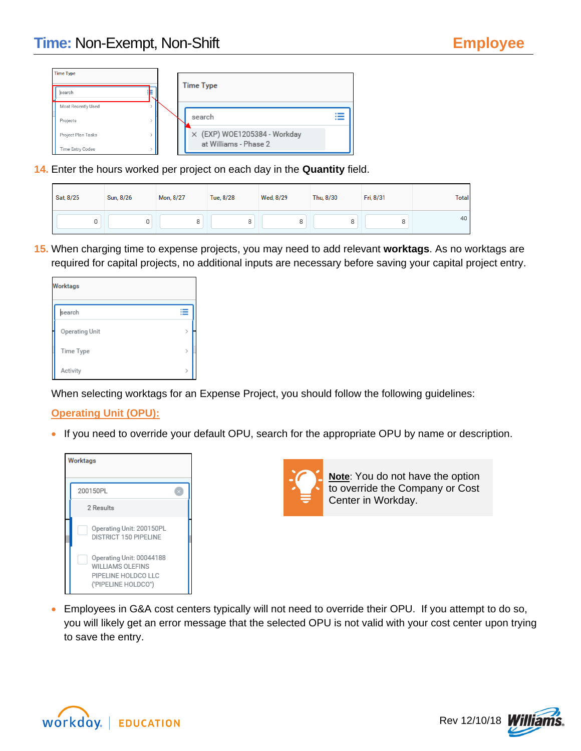# Time: Non-Exempt, Non-Shift

Time Type

search

Most Recently Used

Projects

Project Plan Tasks

Time Entry Codes

Time Type

search

(EXP) WOE1205384 - Workday at Williams - Phase 2

14. Enter the hours worked per project on each day in the **Quantity** field.

| Sat, 8/25 | Sun, 8/26 | Mon, 8/27 | Tue, 8/28 | Wed, 8/29 | Thu, 8/30 | Fri, 8/31 | Total |
|---|---|---|---|---|---|---|---|
| 0 | 0 | 8 | 8 | 8 | 8 | 8 | 40 |

15. When charging time to expense projects, you may need to add relevant **worktags**. As no worktags are required for capital projects, no additional inputs are necessary before saving your capital project entry.

Worktags

search

Operating Unit

Time Type

Activity

When selecting worktags for an Expense Project, you should follow the following guidelines:

**Operating Unit (OPU):**

- If you need to override your default OPU, search for the appropriate OPU by name or description.

Worktags

200150PL

2 Results

Operating Unit: 200150PL DISTRICT 150 PIPELINE

Operating Unit: 00044188 WILLIAMS OLEFINS PIPELINE HOLDCO LLC ("PIPELINE HOLDCO")

**Note**: You do not have the option to override the Company or Cost Center in Workday.

- Employees in G&A cost centers typically will not need to override their OPU. If you attempt to do so, you will likely get an error message that the selected OPU is not valid with your cost center upon trying to save the entry.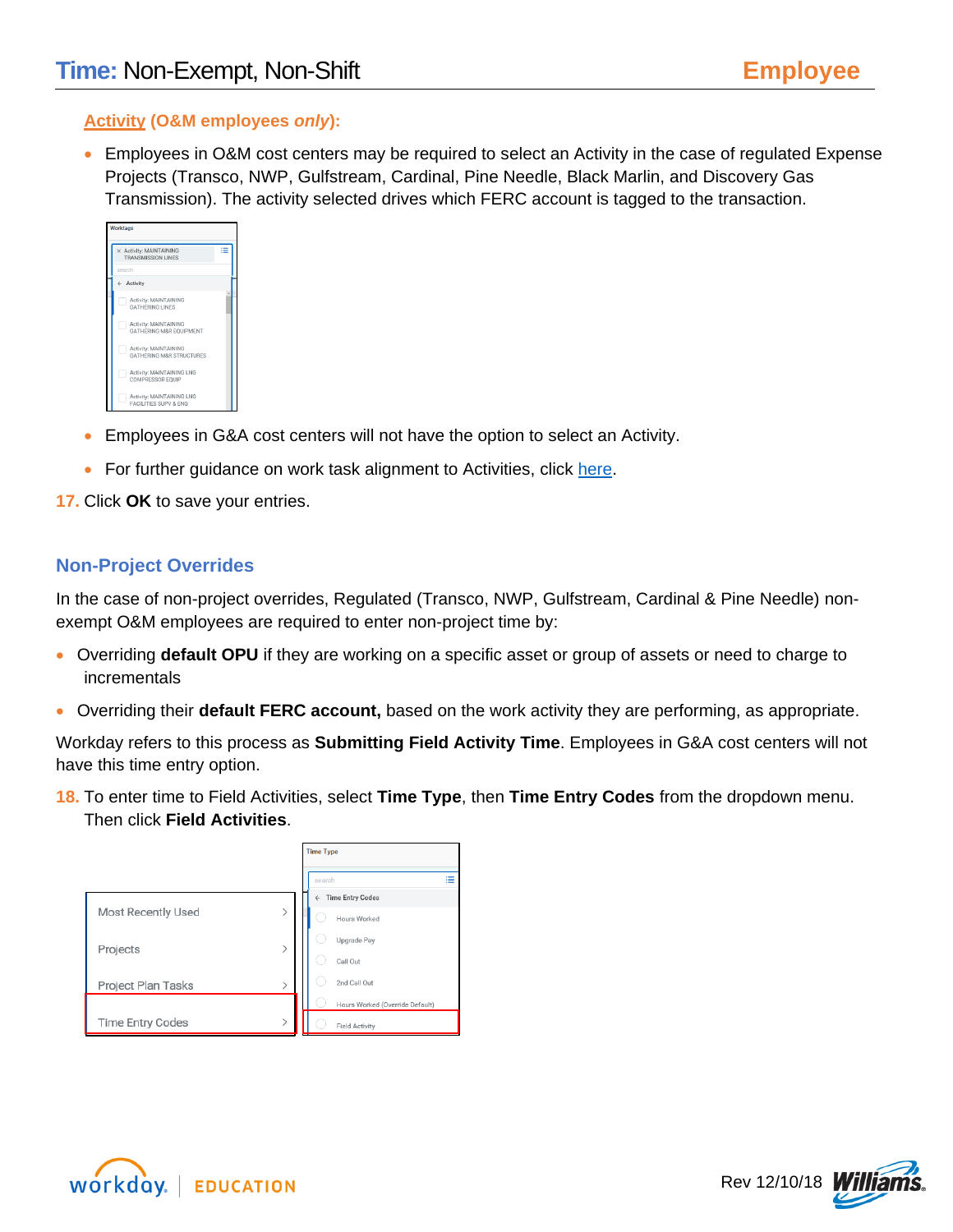### Activity (O&M employees *only*):

- Employees in O&M cost centers may be required to select an Activity in the case of regulated Expense Projects (Transco, NWP, Gulfstream, Cardinal, Pine Needle, Black Marlin, and Discovery Gas Transmission). The activity selected drives which FERC account is tagged to the transaction.

- Employees in G&A cost centers will not have the option to select an Activity.
- For further guidance on work task alignment to Activities, click here.

17. Click **OK** to save your entries.

## Non-Project Overrides

In the case of non-project overrides, Regulated (Transco, NWP, Gulfstream, Cardinal & Pine Needle) non-exempt O&M employees are required to enter non-project time by:

- Overriding **default OPU** if they are working on a specific asset or group of assets or need to charge to incrementals
- Overriding their **default FERC account,** based on the work activity they are performing, as appropriate.

Workday refers to this process as **Submitting Field Activity Time**. Employees in G&A cost centers will not have this time entry option.

18. To enter time to Field Activities, select **Time Type**, then **Time Entry Codes** from the dropdown menu. Then click **Field Activities**.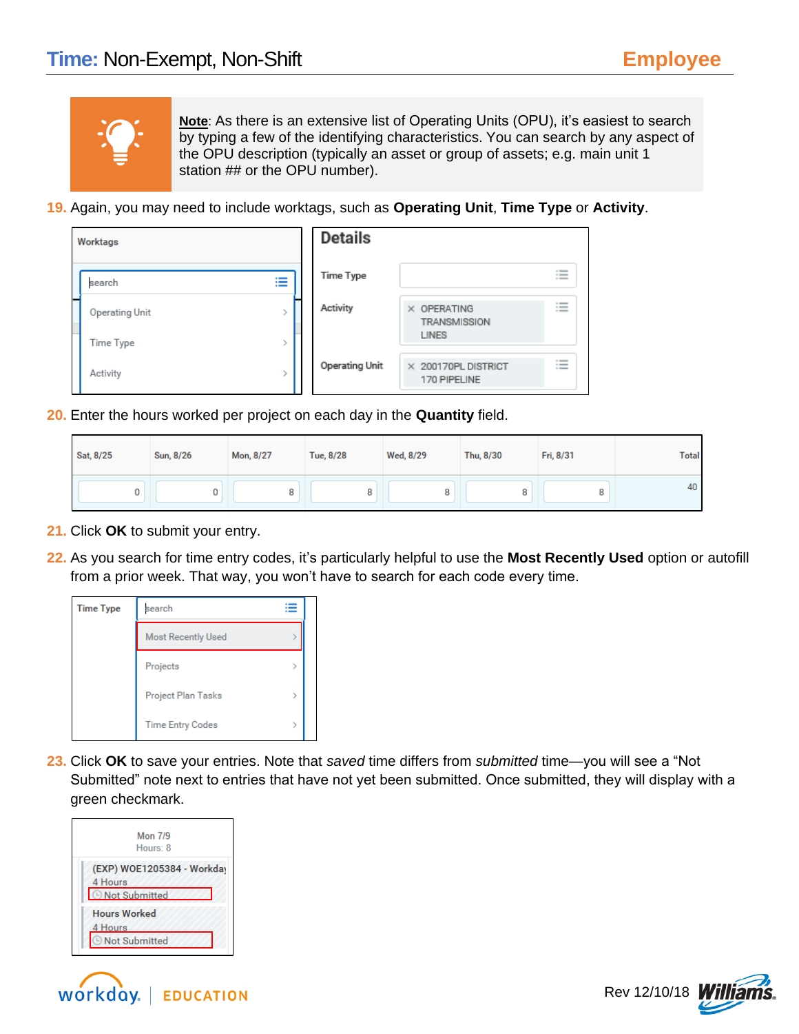**Note**: As there is an extensive list of Operating Units (OPU), it's easiest to search by typing a few of the identifying characteristics. You can search by any aspect of the OPU description (typically an asset or group of assets; e.g. main unit 1 station ## or the OPU number).

19. Again, you may need to include worktags, such as **Operating Unit**, **Time Type** or **Activity**.

20. Enter the hours worked per project on each day in the **Quantity** field.

| Sat, 8/25 | Sun, 8/26 | Mon, 8/27 | Tue, 8/28 | Wed, 8/29 | Thu, 8/30 | Fri, 8/31 | Total |
|---|---|---|---|---|---|---|---|
| 0 | 0 | 8 | 8 | 8 | 8 | 8 | 40 |

21. Click **OK** to submit your entry.

22. As you search for time entry codes, it's particularly helpful to use the **Most Recently Used** option or autofill from a prior week. That way, you won't have to search for each code every time.

23. Click **OK** to save your entries. Note that *saved* time differs from *submitted* time—you will see a "Not Submitted" note next to entries that have not yet been submitted. Once submitted, they will display with a green checkmark.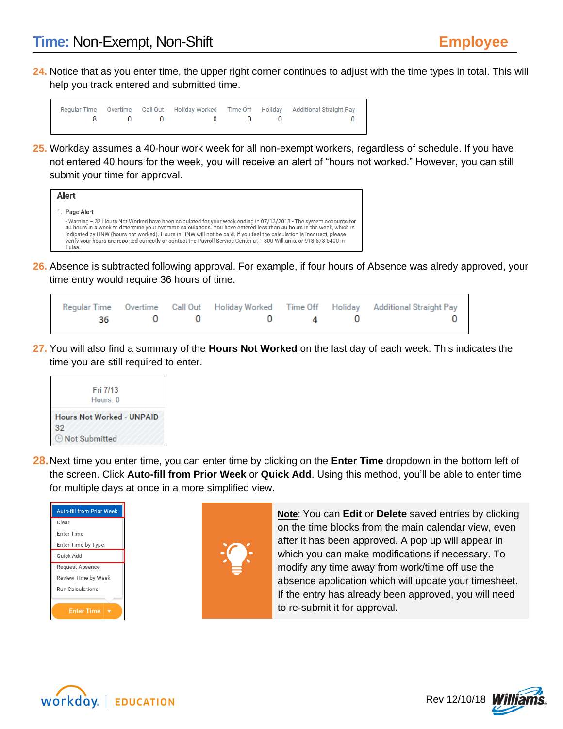## Time: Non-Exempt, Non-Shift — Employee

24. Notice that as you enter time, the upper right corner continues to adjust with the time types in total. This will help you track entered and submitted time.

| Regular Time | Overtime | Call Out | Holiday Worked | Time Off | Holiday | Additional Straight Pay |
|---|---|---|---|---|---|---|
| 8 | 0 | 0 | 0 | 0 | 0 | 0 |

25. Workday assumes a 40-hour work week for all non-exempt workers, regardless of schedule. If you have not entered 40 hours for the week, you will receive an alert of "hours not worked." However, you can still submit your time for approval.

> **Alert**
>
> 1. Page Alert
>
> - Warning – 32 Hours Not Worked have been calculated for your week ending in 07/13/2018 - The system accounts for 40 hours in a week to determine your overtime calculations. You have entered less than 40 hours in the week, which is indicated by HNW (hours not worked). Hours in HNW will not be paid. If you feel the calculation is incorrect, please verify your hours are reported correctly or contact the Payroll Service Center at 1-800-Williams, or 918-573-5400 in Tulsa.

26. Absence is subtracted following approval. For example, if four hours of Absence was alredy approved, your time entry would require 36 hours of time.

| Regular Time | Overtime | Call Out | Holiday Worked | Time Off | Holiday | Additional Straight Pay |
|---|---|---|---|---|---|---|
| 36 | 0 | 0 | 0 | 4 | 0 | 0 |

27. You will also find a summary of the **Hours Not Worked** on the last day of each week. This indicates the time you are still required to enter.

> Fri 7/13
> Hours: 0
>
> **Hours Not Worked - UNPAID**
> 32
> Not Submitted

28. Next time you enter time, you can enter time by clicking on the **Enter Time** dropdown in the bottom left of the screen. Click **Auto-fill from Prior Week** or **Quick Add**. Using this method, you'll be able to enter time for multiple days at once in a more simplified view.

> - Auto-fill from Prior Week
> - Clear
> - Enter Time
> - Enter Time by Type
> - Quick Add
> - Request Absence
> - Review Time by Week
> - Run Calculations
>
> Enter Time ▾

**Note**: You can **Edit** or **Delete** saved entries by clicking on the time blocks from the main calendar view, even after it has been approved. A pop up will appear in which you can make modifications if necessary. To modify any time away from work/time off use the absence application which will update your timesheet. If the entry has already been approved, you will need to re-submit it for approval.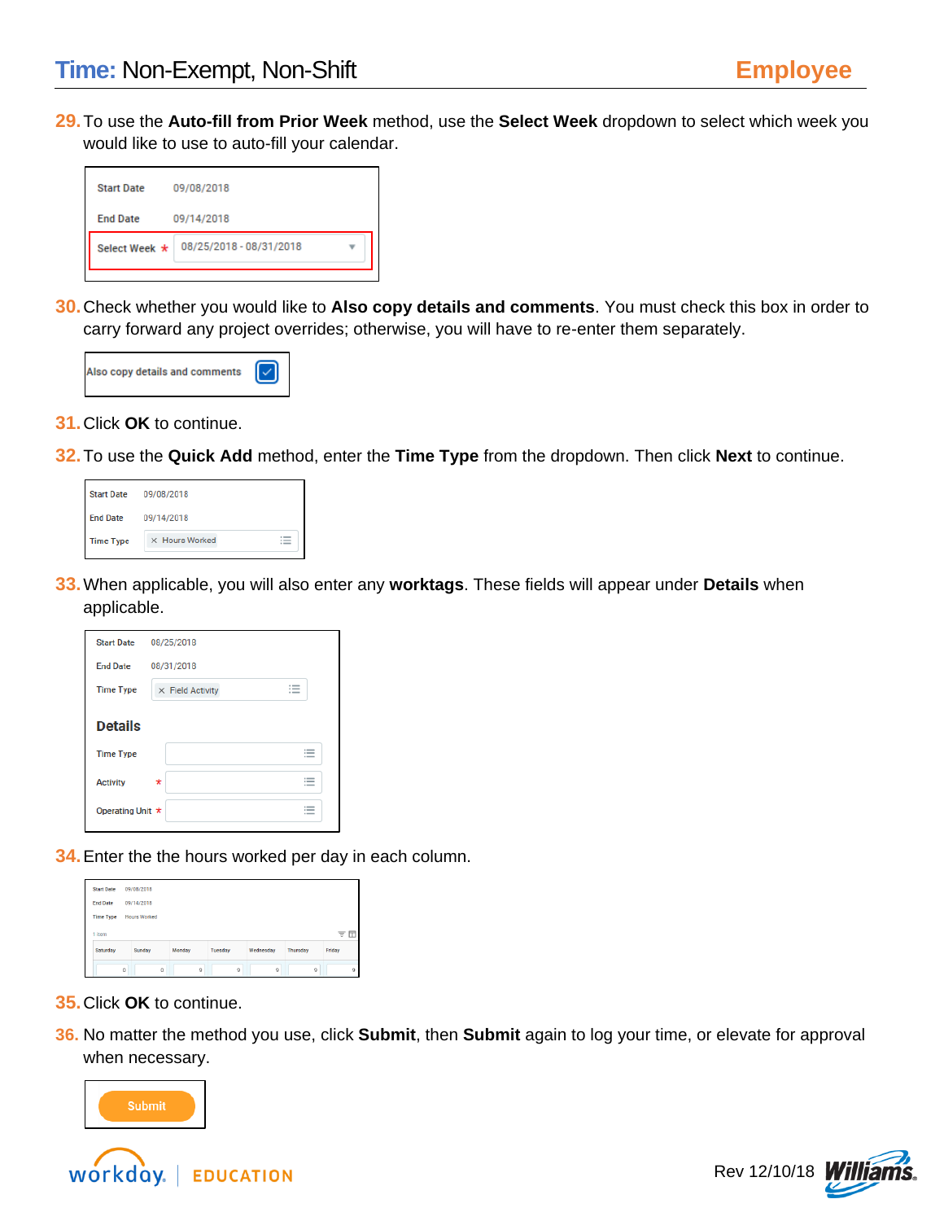29. To use the **Auto-fill from Prior Week** method, use the **Select Week** dropdown to select which week you would like to use to auto-fill your calendar.

| | |
|---|---|
| Start Date | 09/08/2018 |
| End Date | 09/14/2018 |
| Select Week * | 08/25/2018 - 08/31/2018 |

30. Check whether you would like to **Also copy details and comments**. You must check this box in order to carry forward any project overrides; otherwise, you will have to re-enter them separately.

Also copy details and comments ☑

31. Click **OK** to continue.

32. To use the **Quick Add** method, enter the **Time Type** from the dropdown. Then click **Next** to continue.

| | |
|---|---|
| Start Date | 09/08/2018 |
| End Date | 09/14/2018 |
| Time Type | × Hours Worked |

33. When applicable, you will also enter any **worktags**. These fields will appear under **Details** when applicable.

| | |
|---|---|
| Start Date | 08/25/2018 |
| End Date | 08/31/2018 |
| Time Type | × Field Activity |

**Details**

| | |
|---|---|
| Time Type | |
| Activity * | |
| Operating Unit * | |

34. Enter the the hours worked per day in each column.

| | |
|---|---|
| Start Date | 09/08/2018 |
| End Date | 09/14/2018 |
| Time Type | Hours Worked |

1 item

| Saturday | Sunday | Monday | Tuesday | Wednesday | Thursday | Friday |
|---|---|---|---|---|---|---|
| 0 | 0 | 9 | 9 | 9 | 9 | 9 |

35. Click **OK** to continue.

36. No matter the method you use, click **Submit**, then **Submit** again to log your time, or elevate for approval when necessary.

Submit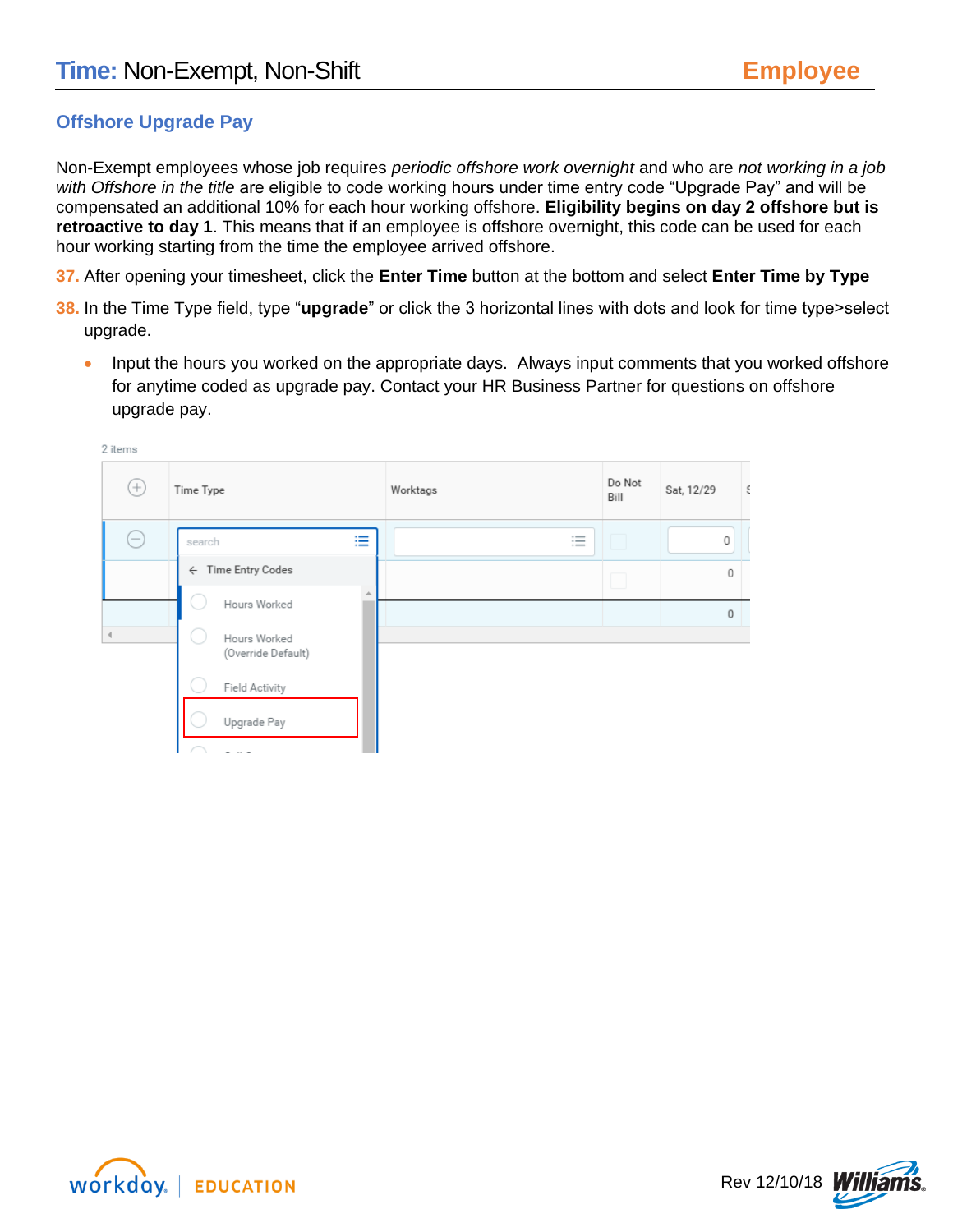## Offshore Upgrade Pay

Non-Exempt employees whose job requires *periodic offshore work overnight* and who are *not working in a job with Offshore in the title* are eligible to code working hours under time entry code “Upgrade Pay” and will be compensated an additional 10% for each hour working offshore. **Eligibility begins on day 2 offshore but is retroactive to day 1**. This means that if an employee is offshore overnight, this code can be used for each hour working starting from the time the employee arrived offshore.

37. After opening your timesheet, click the **Enter Time** button at the bottom and select **Enter Time by Type**

38. In the Time Type field, type “**upgrade**” or click the 3 horizontal lines with dots and look for time type>select upgrade.

- Input the hours you worked on the appropriate days. Always input comments that you worked offshore for anytime coded as upgrade pay. Contact your HR Business Partner for questions on offshore upgrade pay.

2 items

Time Type

Worktags

Do Not Bill

Sat, 12/29

search

Time Entry Codes

Hours Worked

Hours Worked (Override Default)

Field Activity

Upgrade Pay

0

0

0